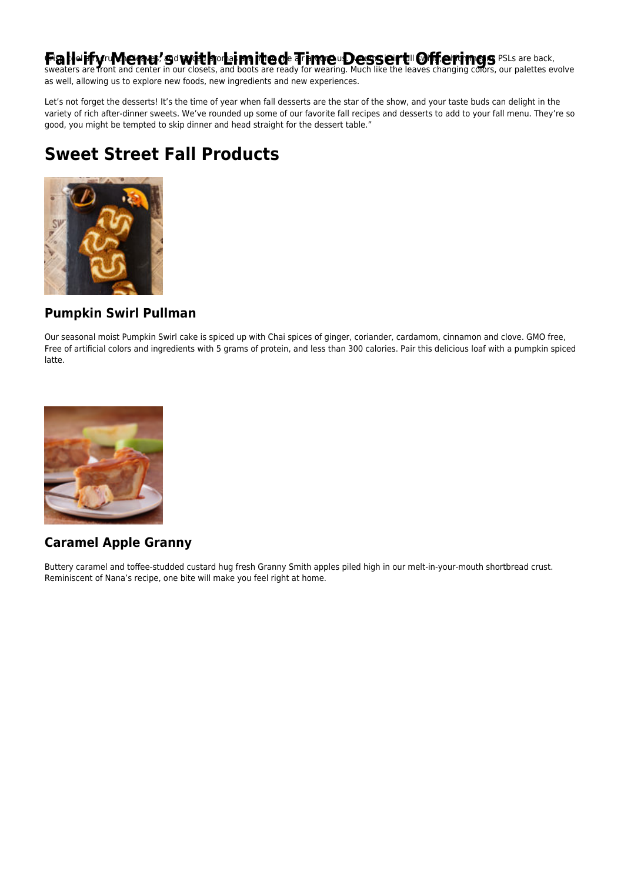# Fall-ify Menu's with Limited Time Dessert Offerings

Crisp cool air, crunchy leaves, and spiced aromas are filling the air around us. Autumn is in full swing, and that means PSLs are back, sweaters are front and center in our closets, and boots are ready for wearing. Much like the leaves changing colors, our palettes evolve as well, allowing us to explore new foods, new ingredients and new experiences.

Let's not forget the desserts! It's the time of year when fall desserts are the star of the show, and your taste buds can delight in the variety of rich after-dinner sweets. We've rounded up some of our favorite fall recipes and desserts to add to your fall menu. They're so good, you might be tempted to skip dinner and head straight for the dessert table."

## Sweet Street Fall Products

### Pumpkin Swirl Pullman

Our seasonal moist Pumpkin Swirl cake is spiced up with Chai spices of ginger, coriander, cardamom, cinnamon and clove. GMO free, Free of artificial colors and ingredients with 5 grams of protein, and less than 300 calories. Pair this delicious loaf with a pumpkin spiced latte.

### Caramel Apple Granny

Buttery caramel and toffee-studded custard hug fresh Granny Smith apples piled high in our melt-in-your-mouth shortbread crust. Reminiscent of Nana's recipe, one bite will make you feel right at home.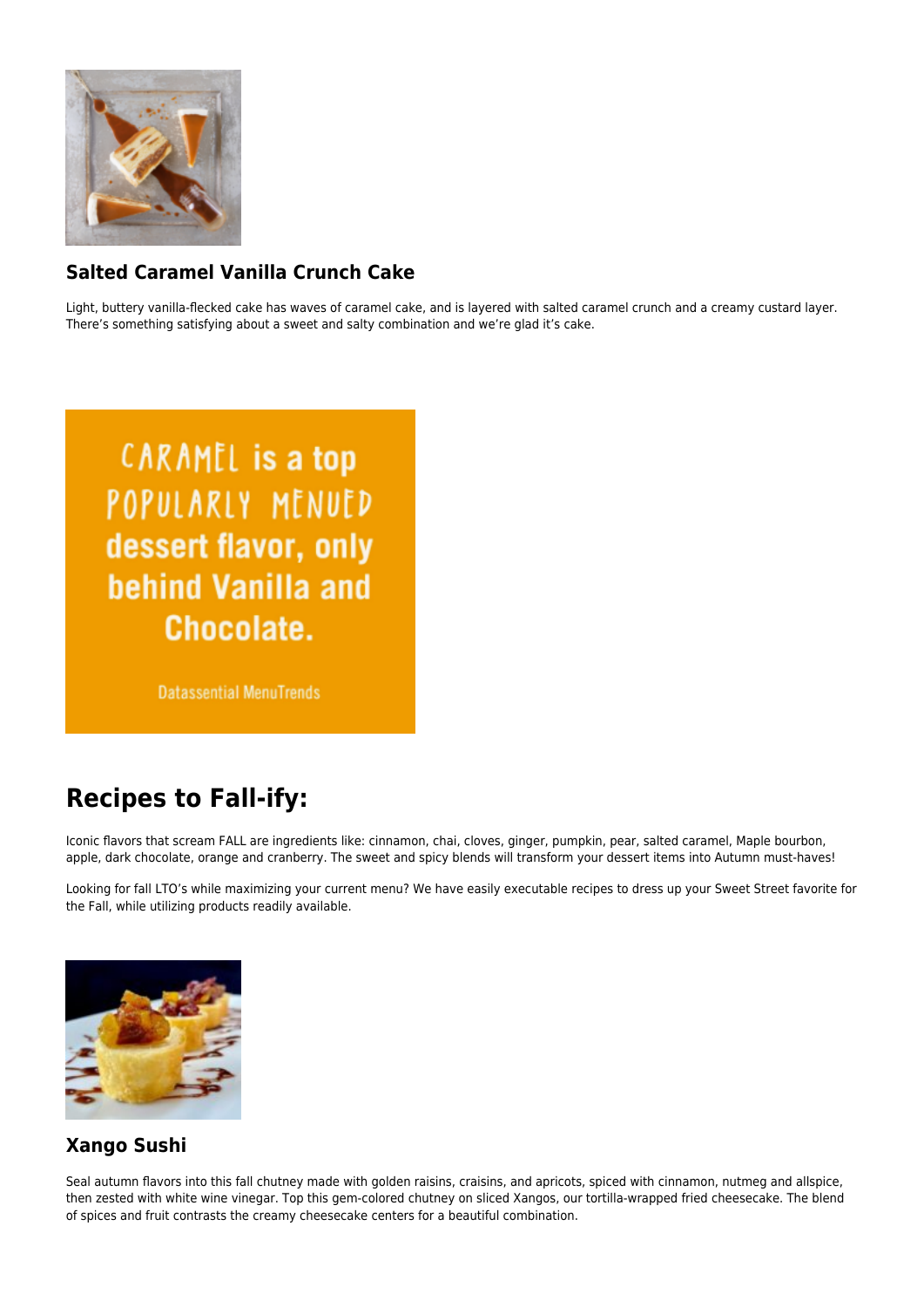### Salted Caramel Vanilla Crunch Cake

Light, buttery vanilla-flecked cake has waves of caramel cake, and is layered with salted caramel crunch and a creamy custard layer. There's something satisfying about a sweet and salty combination and we're glad it's cake.

CARAMEL is a top POPULARLY MENUED dessert flavor, only behind Vanilla and Chocolate.

Datassential MenuTrends

## Recipes to Fall-ify:

Iconic flavors that scream FALL are ingredients like: cinnamon, chai, cloves, ginger, pumpkin, pear, salted caramel, Maple bourbon, apple, dark chocolate, orange and cranberry. The sweet and spicy blends will transform your dessert items into Autumn must-haves!

Looking for fall LTO's while maximizing your current menu? We have easily executable recipes to dress up your Sweet Street favorite for the Fall, while utilizing products readily available.

### Xango Sushi

Seal autumn flavors into this fall chutney made with golden raisins, craisins, and apricots, spiced with cinnamon, nutmeg and allspice, then zested with white wine vinegar. Top this gem-colored chutney on sliced Xangos, our tortilla-wrapped fried cheesecake. The blend of spices and fruit contrasts the creamy cheesecake centers for a beautiful combination.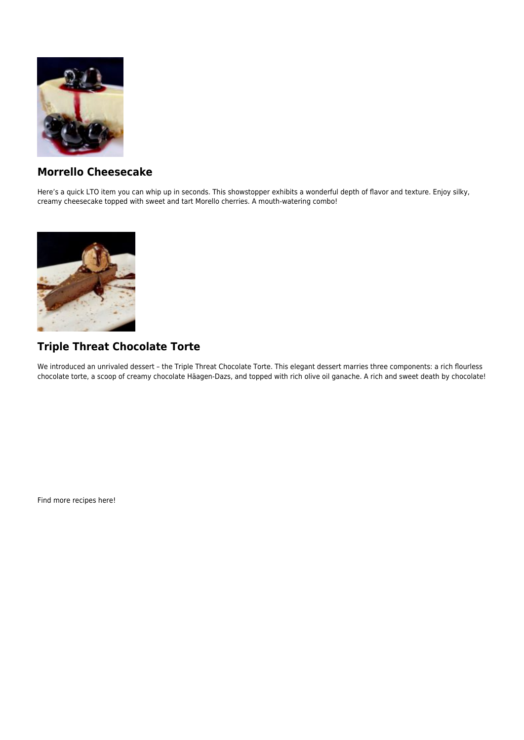## Morrello Cheesecake

Here’s a quick LTO item you can whip up in seconds. This showstopper exhibits a wonderful depth of flavor and texture. Enjoy silky, creamy cheesecake topped with sweet and tart Morello cherries. A mouth-watering combo!

## Triple Threat Chocolate Torte

We introduced an unrivaled dessert – the Triple Threat Chocolate Torte. This elegant dessert marries three components: a rich flourless chocolate torte, a scoop of creamy chocolate Häagen-Dazs, and topped with rich olive oil ganache. A rich and sweet death by chocolate!

Find more recipes here!